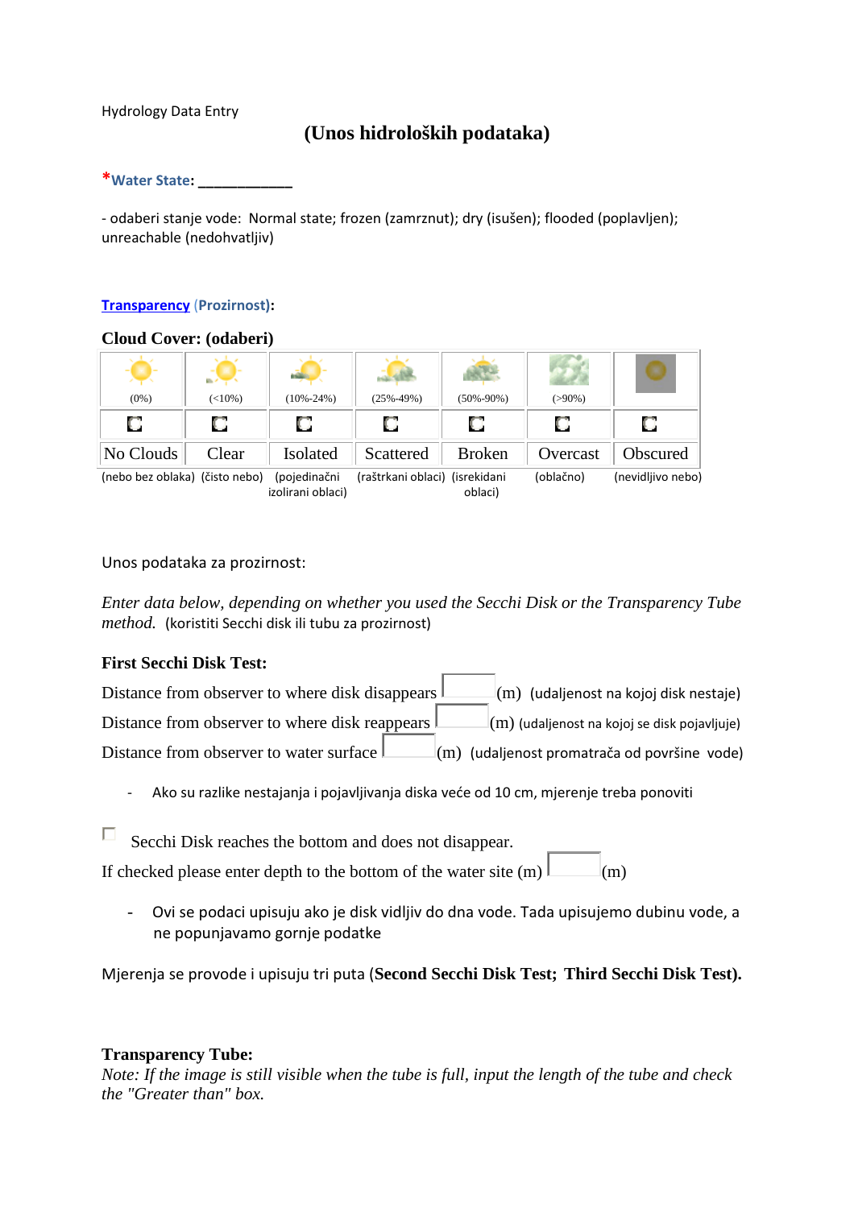Hydrology Data Entry

# (Unos hidroloških podataka)

***Water State**: ___________

- odaberi stanje vode: Normal state; frozen (zamrznut); dry (isušen); flooded (poplavljen); unreachable (nedohvatljiv)

**Transparency (Prozirnost):**

**Cloud Cover: (odaberi)**

| (0%) | (<10%) | (10%-24%) | (25%-49%) | (50%-90%) | (>90%) | |
|---|---|---|---|---|---|---|
| | | | | | | |
| No Clouds | Clear | Isolated | Scattered | Broken | Overcast | Obscured |
| (nebo bez oblaka) | (čisto nebo) | (pojedinačni izolirani oblaci) | (raštrkani oblaci) | (isrekidani oblaci) | (oblačno) | (nevidljivo nebo) |

Unos podataka za prozirnost:

*Enter data below, depending on whether you used the Secchi Disk or the Transparency Tube method.* (koristiti Secchi disk ili tubu za prozirnost)

**First Secchi Disk Test:**

Distance from observer to where disk disappears ____ (m) (udaljenost na kojoj disk nestaje)

Distance from observer to where disk reappears ____ (m) (udaljenost na kojoj se disk pojavljuje)

Distance from observer to water surface ____ (m) (udaljenost promatrača od površine vode)

- Ako su razlike nestajanja i pojavljivanja diska veće od 10 cm, mjerenje treba ponoviti

☐ Secchi Disk reaches the bottom and does not disappear.

If checked please enter depth to the bottom of the water site (m) ____ (m)

- Ovi se podaci upisuju ako je disk vidljiv do dna vode. Tada upisujemo dubinu vode, a ne popunjavamo gornje podatke

Mjerenja se provode i upisuju tri puta (**Second Secchi Disk Test; Third Secchi Disk Test).**

**Transparency Tube:**

*Note: If the image is still visible when the tube is full, input the length of the tube and check the "Greater than" box.*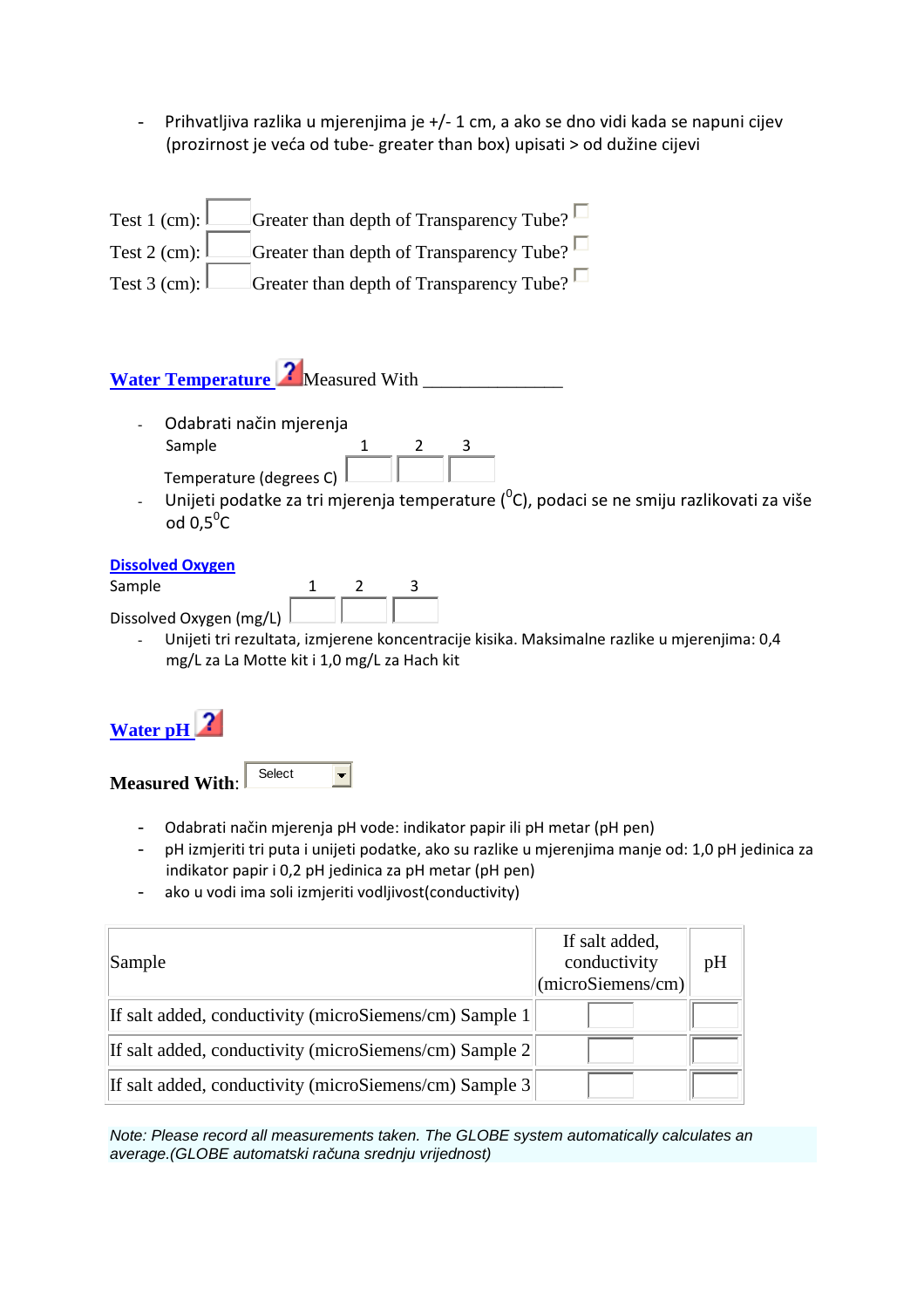- Prihvatljiva razlika u mjerenjima je +/- 1 cm, a ako se dno vidi kada se napuni cijev (prozirnost je veća od tube- greater than box) upisati > od dužine cijevi

Test 1 (cm): ☐ Greater than depth of Transparency Tube? ☐

Test 2 (cm): ☐ Greater than depth of Transparency Tube? ☐

Test 3 (cm): ☐ Greater than depth of Transparency Tube? ☐

**Water Temperature** Measured With _______________

- Odabrati način mjerenja

| Sample | 1 | 2 | 3 |
|---|---|---|---|
| Temperature (degrees C) | | | |

- Unijeti podatke za tri mjerenja temperature ($^{0}$C), podaci se ne smiju razlikovati za više od 0,5$^{0}$C

**Dissolved Oxygen**

| Sample | 1 | 2 | 3 |
|---|---|---|---|
| Dissolved Oxygen (mg/L) | | | |

- Unijeti tri rezultata, izmjerene koncentracije kisika. Maksimalne razlike u mjerenjima: 0,4 mg/L za La Motte kit i 1,0 mg/L za Hach kit

**Water pH**

**Measured With**: Select

- Odabrati način mjerenja pH vode: indikator papir ili pH metar (pH pen)
- pH izmjeriti tri puta i unijeti podatke, ako su razlike u mjerenjima manje od: 1,0 pH jedinica za indikator papir i 0,2 pH jedinica za pH metar (pH pen)
- ako u vodi ima soli izmjeriti vodljivost(conductivity)

| Sample | If salt added, conductivity (microSiemens/cm) | pH |
|---|---|---|
| If salt added, conductivity (microSiemens/cm) Sample 1 | | |
| If salt added, conductivity (microSiemens/cm) Sample 2 | | |
| If salt added, conductivity (microSiemens/cm) Sample 3 | | |

*Note: Please record all measurements taken. The GLOBE system automatically calculates an average.(GLOBE automatski računa srednju vrijednost)*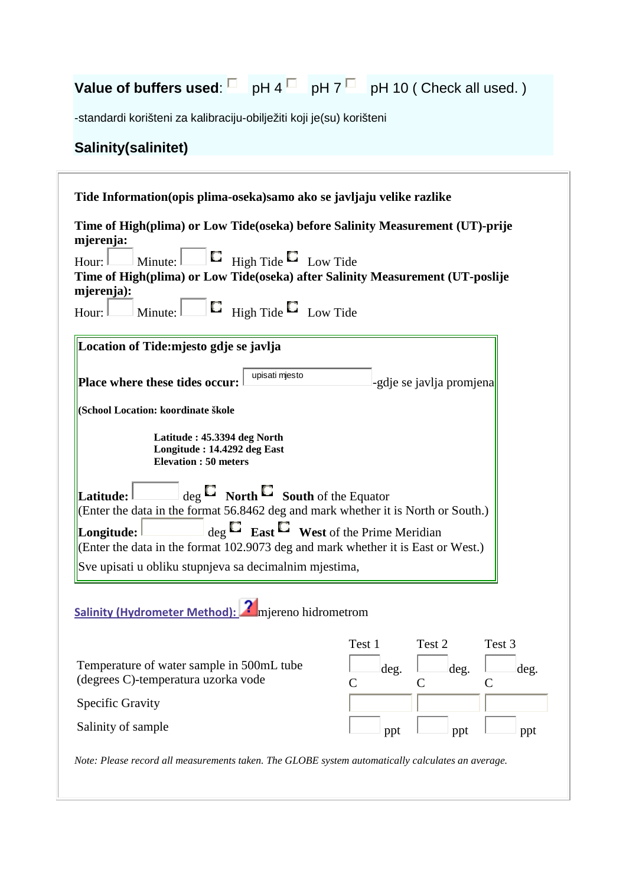**Value of buffers used**: ☐ pH 4 ☐ pH 7 ☐ pH 10 ( Check all used. )

-standardi korišteni za kalibraciju-obilježiti koji je(su) korišteni

## Salinity(salinitet)

**Tide Information(opis plima-oseka)samo ako se javljaju velike razlike**

**Time of High(plima) or Low Tide(oseka) before Salinity Measurement (UT)-prije mjerenja:**

Hour: ____ Minute: ____ ○ High Tide ○ Low Tide

**Time of High(plima) or Low Tide(oseka) after Salinity Measurement (UT-poslije mjerenja):**

Hour: ____ Minute: ____ ○ High Tide ○ Low Tide

**Location of Tide:mjesto gdje se javlja**

**Place where these tides occur:** upisati mjesto -gdje se javlja promjena

**(School Location: koordinate škole**

**Latitude : 45.3394 deg North**
**Longitude : 14.4292 deg East**
**Elevation : 50 meters**

**Latitude:** ____ deg ○ **North** ○ **South** of the Equator
(Enter the data in the format 56.8462 deg and mark whether it is North or South.)

**Longitude:** ____ deg ○ **East** ○ **West** of the Prime Meridian
(Enter the data in the format 102.9073 deg and mark whether it is East or West.)

Sve upisati u obliku stupnjeva sa decimalnim mjestima,

**Salinity (Hydrometer Method):** mjereno hidrometrom

| | Test 1 | Test 2 | Test 3 |
|---|---|---|---|
| Temperature of water sample in 500mL tube (degrees C)-temperatura uzorka vode | deg. C | deg. C | deg. C |
| Specific Gravity | | | |
| Salinity of sample | ppt | ppt | ppt |

*Note: Please record all measurements taken. The GLOBE system automatically calculates an average.*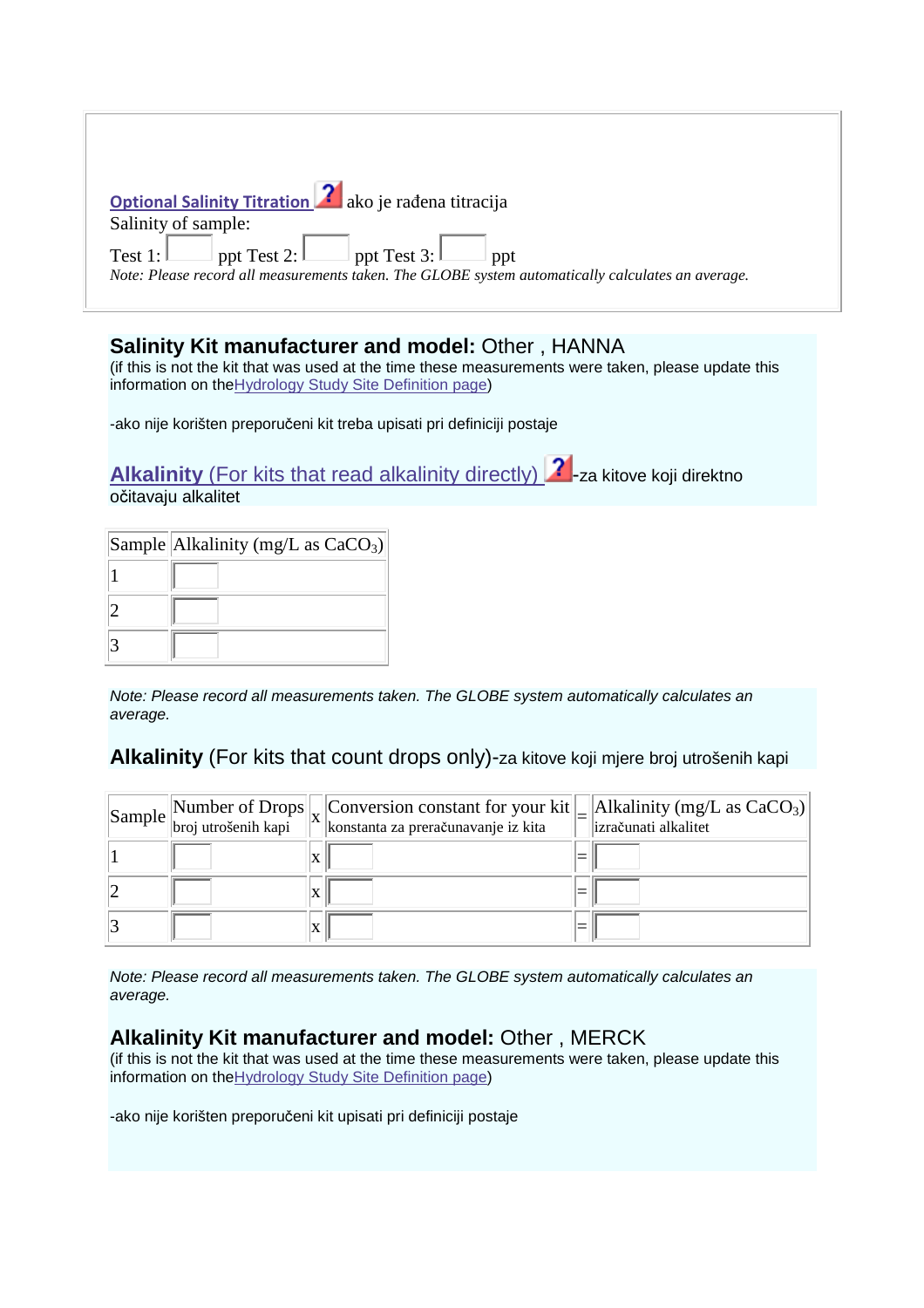**Optional Salinity Titration** ako je rađena titracija

Salinity of sample:

Test 1: ppt Test 2: ppt Test 3: ppt

*Note: Please record all measurements taken. The GLOBE system automatically calculates an average.*

**Salinity Kit manufacturer and model:** Other , HANNA

(if this is not the kit that was used at the time these measurements were taken, please update this information on the Hydrology Study Site Definition page)

-ako nije korišten preporučeni kit treba upisati pri definiciji postaje

**Alkalinity** (For kits that read alkalinity directly) -za kitove koji direktno očitavaju alkalitet

| Sample | Alkalinity (mg/L as $CaCO_3$) |
|---|---|
| 1 | |
| 2 | |
| 3 | |

*Note: Please record all measurements taken. The GLOBE system automatically calculates an average.*

**Alkalinity** (For kits that count drops only)-za kitove koji mjere broj utrošenih kapi

| Sample | Number of Drops broj utrošenih kapi | x | Conversion constant for your kit konstanta za preračunavanje iz kita | = | Alkalinity (mg/L as $CaCO_3$) izračunati alkalitet |
|---|---|---|---|---|---|
| 1 | | x | | = | |
| 2 | | x | | = | |
| 3 | | x | | = | |

*Note: Please record all measurements taken. The GLOBE system automatically calculates an average.*

**Alkalinity Kit manufacturer and model:** Other , MERCK

(if this is not the kit that was used at the time these measurements were taken, please update this information on the Hydrology Study Site Definition page)

-ako nije korišten preporučeni kit upisati pri definiciji postaje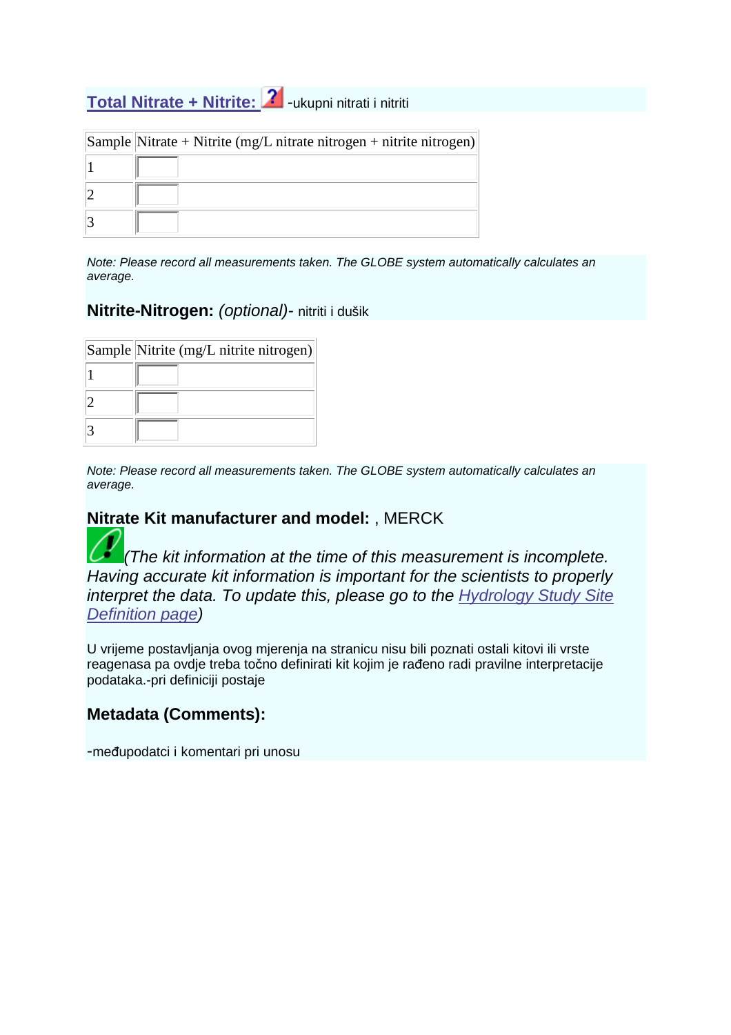## Total Nitrate + Nitrite: -ukupni nitrati i nitriti

| Sample | Nitrate + Nitrite (mg/L nitrate nitrogen + nitrite nitrogen) |
| --- | --- |
| 1 | |
| 2 | |
| 3 | |

*Note: Please record all measurements taken. The GLOBE system automatically calculates an average.*

**Nitrite-Nitrogen:** *(optional)-* nitriti i dušik

| Sample | Nitrite (mg/L nitrite nitrogen) |
| --- | --- |
| 1 | |
| 2 | |
| 3 | |

*Note: Please record all measurements taken. The GLOBE system automatically calculates an average.*

**Nitrate Kit manufacturer and model:** , MERCK

*(The kit information at the time of this measurement is incomplete. Having accurate kit information is important for the scientists to properly interpret the data. To update this, please go to the Hydrology Study Site Definition page)*

U vrijeme postavljanja ovog mjerenja na stranicu nisu bili poznati ostali kitovi ili vrste reagenasa pa ovdje treba točno definirati kit kojim je rađeno radi pravilne interpretacije podataka.-pri definiciji postaje

**Metadata (Comments):**

-međupodatci i komentari pri unosu